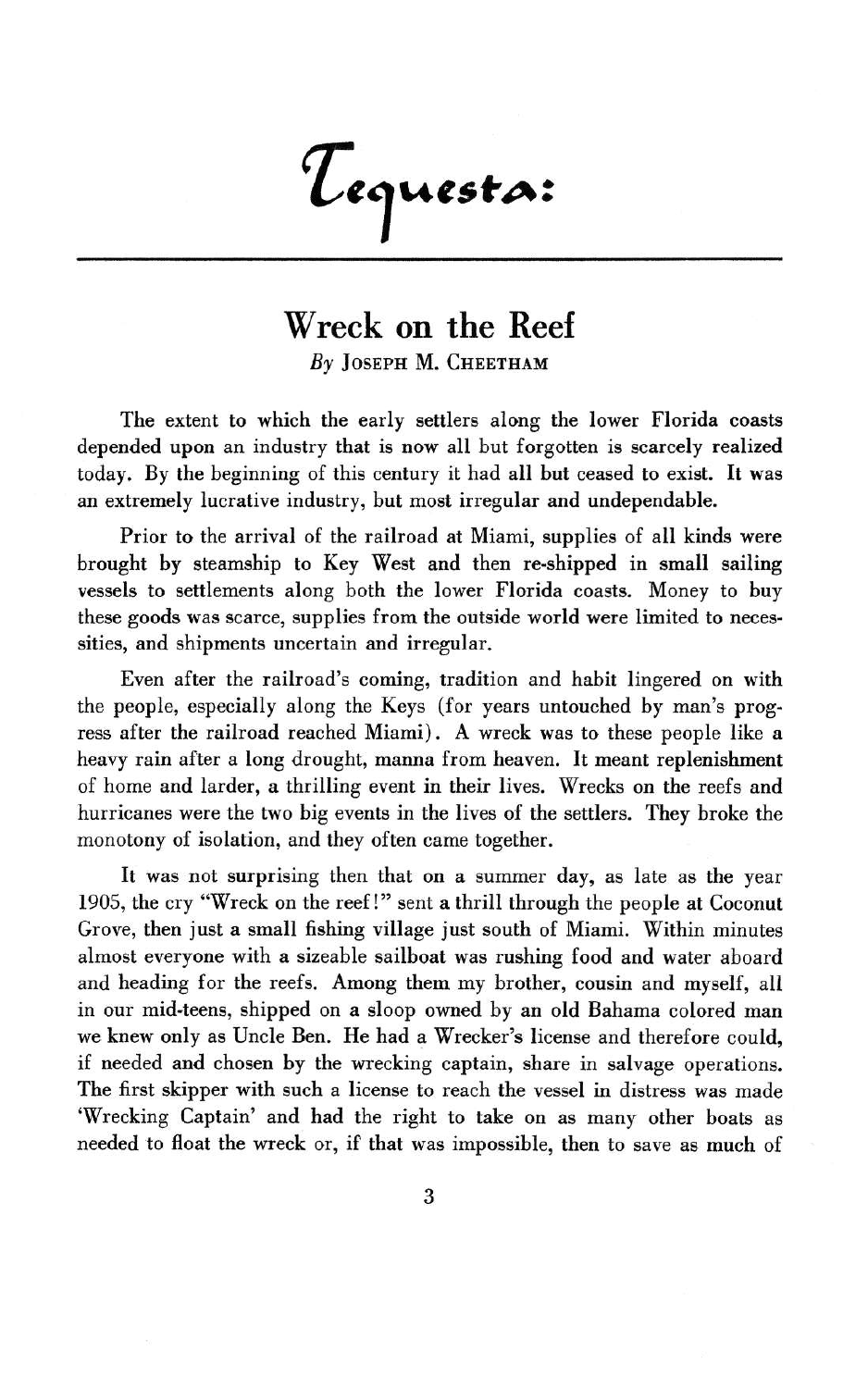# Tequesta:

## Wreck on the Reef

*By* Joseph M. Cheetham

The extent to which the early settlers along the lower Florida coasts depended upon an industry that is now all but forgotten is scarcely realized today. By the beginning of this century it had all but ceased to exist. It was an extremely lucrative industry, but most irregular and undependable.

Prior to the arrival of the railroad at Miami, supplies of all kinds were brought by steamship to Key West and then re-shipped in small sailing vessels to settlements along both the lower Florida coasts. Money to buy these goods was scarce, supplies from the outside world were limited to necessities, and shipments uncertain and irregular.

Even after the railroad's coming, tradition and habit lingered on with the people, especially along the Keys (for years untouched by man's progress after the railroad reached Miami). A wreck was to these people like a heavy rain after a long drought, manna from heaven. It meant replenishment of home and larder, a thrilling event in their lives. Wrecks on the reefs and hurricanes were the two big events in the lives of the settlers. They broke the monotony of isolation, and they often came together.

It was not surprising then that on a summer day, as late as the year 1905, the cry "Wreck on the reef!" sent a thrill through the people at Coconut Grove, then just a small fishing village just south of Miami. Within minutes almost everyone with a sizeable sailboat was rushing food and water aboard and heading for the reefs. Among them my brother, cousin and myself, all in our mid-teens, shipped on a sloop owned by an old Bahama colored man we knew only as Uncle Ben. He had a Wrecker's license and therefore could, if needed and chosen by the wrecking captain, share in salvage operations. The first skipper with such a license to reach the vessel in distress was made 'Wrecking Captain' and had the right to take on as many other boats as needed to float the wreck or, if that was impossible, then to save as much of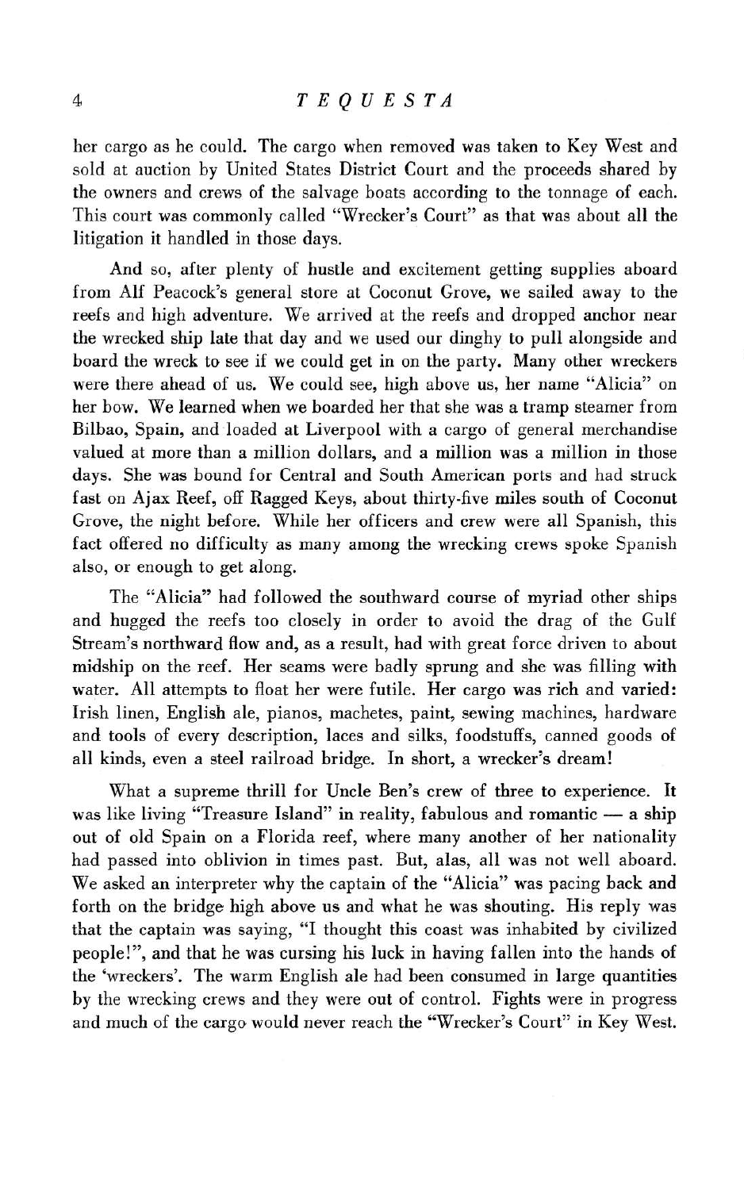her cargo as he could. The cargo when removed was taken to Key West and sold at auction by United States District Court and the proceeds shared by the owners and crews of the salvage boats according to the tonnage of each. This court was commonly called "Wrecker's Court" as that was about all the litigation it handled in those days.

And so, after plenty of hustle and excitement getting supplies aboard from Alf Peacock's general store at Coconut Grove, we sailed away to the reefs and high adventure. We arrived at the reefs and dropped anchor near the wrecked ship late that day and we used our dinghy to pull alongside and board the wreck to see if we could get in on the party. Many other wreckers were there ahead of us. We could see, high above us, her name "Alicia" on her bow. We learned when we boarded her that she was a tramp steamer from Bilbao, Spain, and loaded at Liverpool with a cargo of general merchandise valued at more than a million dollars, and a million was a million in those days. She was bound for Central and South American ports and had struck fast on Ajax Reef, off Ragged Keys, about thirty-five miles south of Coconut Grove, the night before. While her officers and crew were all Spanish, this fact offered no difficulty as many among the wrecking crews spoke Spanish also, or enough to get along.

The "Alicia" had followed the southward course of myriad other ships and hugged the reefs too closely in order to avoid the drag of the Gulf Stream's northward flow and, as a result, had with great force driven to about midship on the reef. Her seams were badly sprung and she was filling with water. All attempts to float her were futile. Her cargo was rich and varied: Irish linen, English ale, pianos, machetes, paint, sewing machines, hardware and tools of every description, laces and silks, foodstuffs, canned goods of all kinds, even a steel railroad bridge. In short, a wrecker's dream!

What a supreme thrill for Uncle Ben's crew of three to experience. It was like living "Treasure Island" in reality, fabulous and romantic — a ship out of old Spain on a Florida reef, where many another of her nationality had passed into oblivion in times past. But, alas, all was not well aboard. We asked an interpreter why the captain of the "Alicia" was pacing back and forth on the bridge high above us and what he was shouting. His reply was that the captain was saying, "I thought this coast was inhabited by civilized people!", and that he was cursing his luck in having fallen into the hands of the 'wreckers'. The warm English ale had been consumed in large quantities by the wrecking crews and they were out of control. Fights were in progress and much of the cargo would never reach the "Wrecker's Court" in Key West.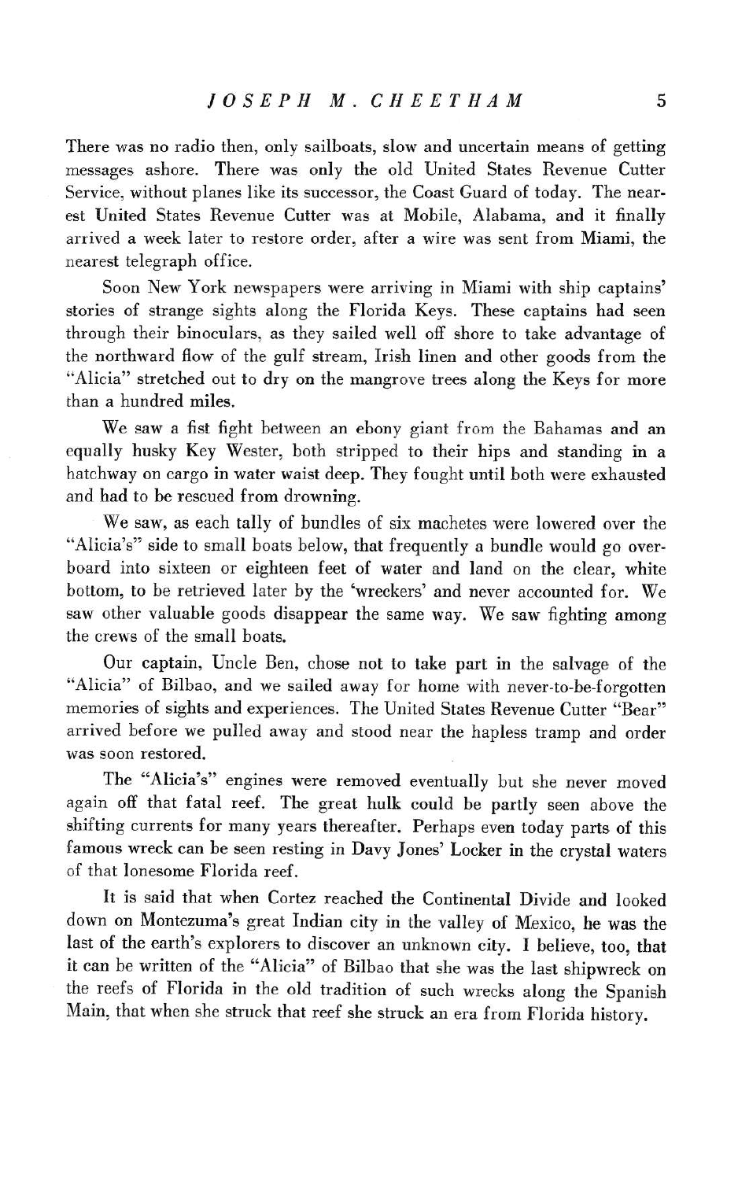There was no radio then, only sailboats, slow and uncertain means of getting messages ashore. There was only the old United States Revenue Cutter Service, without planes like its successor, the Coast Guard of today. The nearest United States Revenue Cutter was at Mobile, Alabama, and it finally arrived a week later to restore order, after a wire was sent from Miami, the nearest telegraph office.

Soon New York newspapers were arriving in Miami with ship captains' stories of strange sights along the Florida Keys. These captains had seen through their binoculars, as they sailed well off shore to take advantage of the northward flow of the gulf stream, Irish linen and other goods from the "Alicia" stretched out to dry on the mangrove trees along the Keys for more than a hundred miles.

We saw a fist fight between an ebony giant from the Bahamas and an equally husky Key Wester, both stripped to their hips and standing in a hatchway on cargo in water waist deep. They fought until both were exhausted and had to be rescued from drowning.

We saw, as each tally of bundles of six machetes were lowered over the "Alicia's" side to small boats below, that frequently a bundle would go overboard into sixteen or eighteen feet of water and land on the clear, white bottom, to be retrieved later by the 'wreckers' and never accounted for. We saw other valuable goods disappear the same way. We saw fighting among the crews of the small boats.

Our captain, Uncle Ben, chose not to take part in the salvage of the "Alicia" of Bilbao, and we sailed away for home with never-to-be-forgotten memories of sights and experiences. The United States Revenue Cutter "Bear" arrived before we pulled away and stood near the hapless tramp and order was soon restored.

The "Alicia's" engines were removed eventually but she never moved again off that fatal reef. The great hulk could be partly seen above the shifting currents for many years thereafter. Perhaps even today parts of this famous wreck can be seen resting in Davy Jones' Locker in the crystal waters of that lonesome Florida reef.

It is said that when Cortez reached the Continental Divide and looked down on Montezuma's great Indian city in the valley of Mexico, he was the last of the earth's explorers to discover an unknown city. I believe, too, that it can be written of the "Alicia" of Bilbao that she was the last shipwreck on the reefs of Florida in the old tradition of such wrecks along the Spanish Main, that when she struck that reef she struck an era from Florida history.